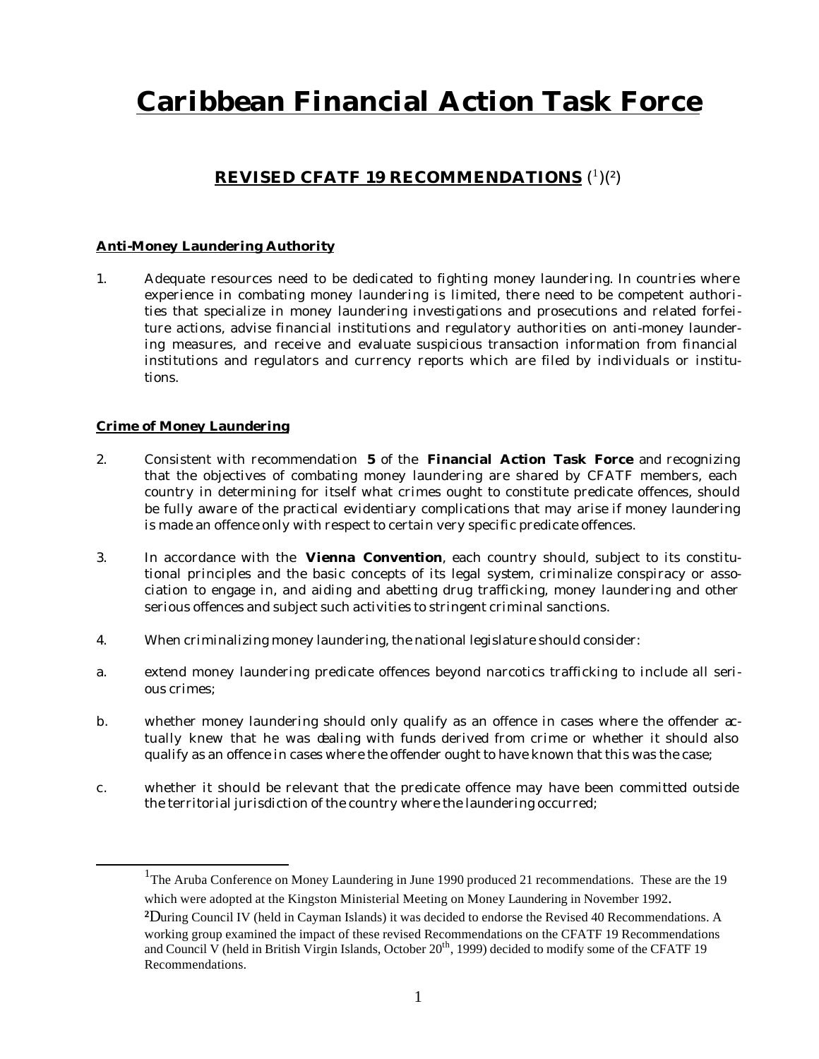# Caribbean Financial Action Task Force

## REVISED CFATF 19 RECOMMENDATIONS [1][2]

### Anti-Money Laundering Authority

1. Adequate resources need to be dedicated to fighting money laundering. In countries where experience in combating money laundering is limited, there need to be competent authorities that specialize in money laundering investigations and prosecutions and related forfeiture actions, advise financial institutions and regulatory authorities on anti-money laundering measures, and receive and evaluate suspicious transaction information from financial institutions and regulators and currency reports which are filed by individuals or institutions.

### Crime of Money Laundering

2. Consistent with recommendation **5** of the **Financial Action Task Force** and recognizing that the objectives of combating money laundering are shared by CFATF members, each country in determining for itself what crimes ought to constitute predicate offences, should be fully aware of the practical evidentiary complications that may arise if money laundering is made an offence only with respect to certain very specific predicate offences.

3. In accordance with the **Vienna Convention**, each country should, subject to its constitutional principles and the basic concepts of its legal system, criminalize conspiracy or association to engage in, and aiding and abetting drug trafficking, money laundering and other serious offences and subject such activities to stringent criminal sanctions.

4. When criminalizing money laundering, the national legislature should consider:

a. extend money laundering predicate offences beyond narcotics trafficking to include all serious crimes;

b. whether money laundering should only qualify as an offence in cases where the offender actually knew that he was dealing with funds derived from crime or whether it should also qualify as an offence in cases where the offender ought to have known that this was the case;

c. whether it should be relevant that the predicate offence may have been committed outside the territorial jurisdiction of the country where the laundering occurred;

---

[1] The Aruba Conference on Money Laundering in June 1990 produced 21 recommendations. These are the 19 which were adopted at the Kingston Ministerial Meeting on Money Laundering in November 1992.

[2] During Council IV (held in Cayman Islands) it was decided to endorse the Revised 40 Recommendations. A working group examined the impact of these revised Recommendations on the CFATF 19 Recommendations and Council V (held in British Virgin Islands, October 20th, 1999) decided to modify some of the CFATF 19 Recommendations.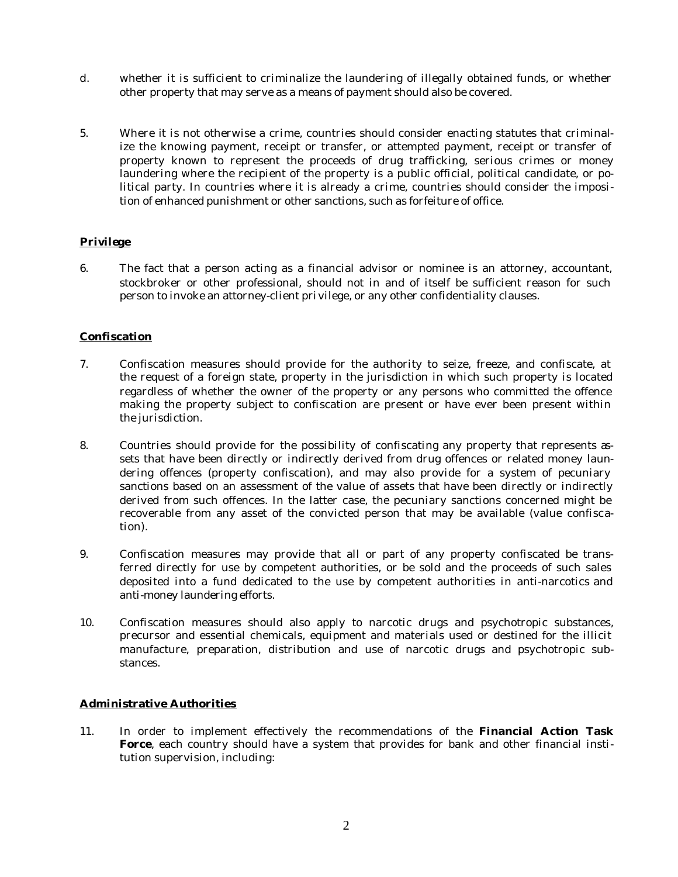d. whether it is sufficient to criminalize the laundering of illegally obtained funds, or whether other property that may serve as a means of payment should also be covered.

5. Where it is not otherwise a crime, countries should consider enacting statutes that criminalize the knowing payment, receipt or transfer, or attempted payment, receipt or transfer of property known to represent the proceeds of drug trafficking, serious crimes or money laundering where the recipient of the property is a public official, political candidate, or political party. In countries where it is already a crime, countries should consider the imposition of enhanced punishment or other sanctions, such as forfeiture of office.

**Privilege**

6. The fact that a person acting as a financial advisor or nominee is an attorney, accountant, stockbroker or other professional, should not in and of itself be sufficient reason for such person to invoke an attorney-client privilege, or any other confidentiality clauses.

**Confiscation**

7. Confiscation measures should provide for the authority to seize, freeze, and confiscate, at the request of a foreign state, property in the jurisdiction in which such property is located regardless of whether the owner of the property or any persons who committed the offence making the property subject to confiscation are present or have ever been present within the jurisdiction.

8. Countries should provide for the possibility of confiscating any property that represents assets that have been directly or indirectly derived from drug offences or related money laundering offences (property confiscation), and may also provide for a system of pecuniary sanctions based on an assessment of the value of assets that have been directly or indirectly derived from such offences. In the latter case, the pecuniary sanctions concerned might be recoverable from any asset of the convicted person that may be available (value confiscation).

9. Confiscation measures may provide that all or part of any property confiscated be transferred directly for use by competent authorities, or be sold and the proceeds of such sales deposited into a fund dedicated to the use by competent authorities in anti-narcotics and anti-money laundering efforts.

10. Confiscation measures should also apply to narcotic drugs and psychotropic substances, precursor and essential chemicals, equipment and materials used or destined for the illicit manufacture, preparation, distribution and use of narcotic drugs and psychotropic substances.

**Administrative Authorities**

11. In order to implement effectively the recommendations of the **Financial Action Task Force**, each country should have a system that provides for bank and other financial institution supervision, including: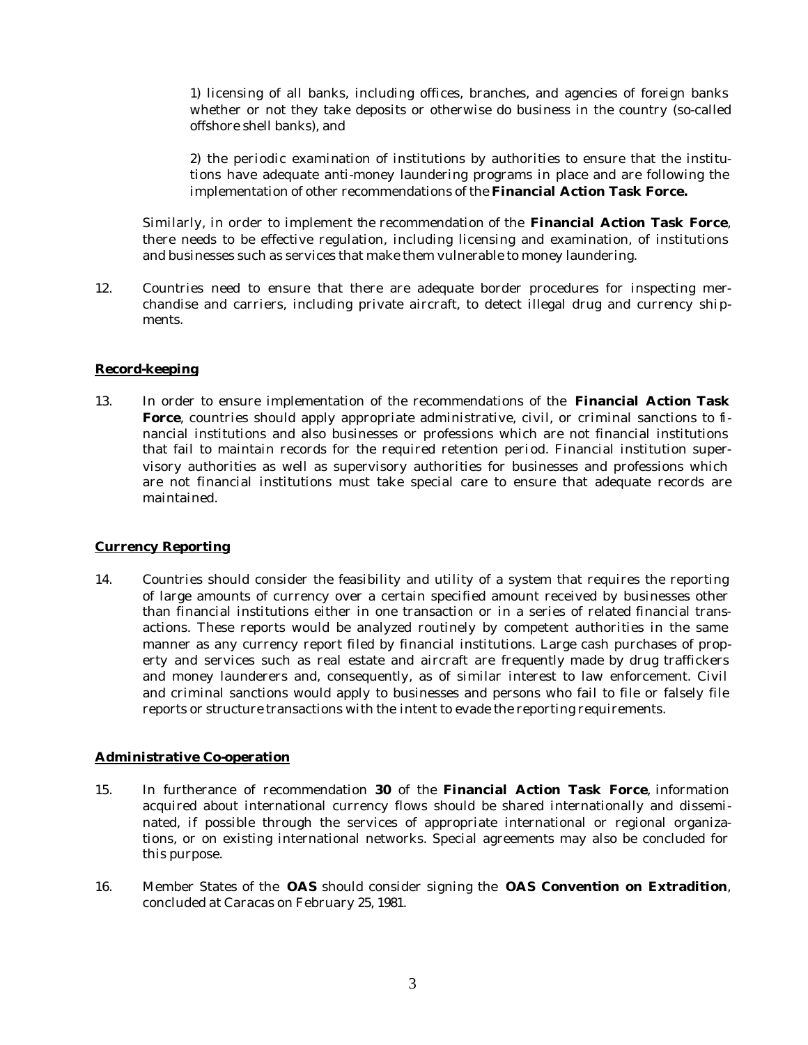1) licensing of all banks, including offices, branches, and agencies of foreign banks whether or not they take deposits or otherwise do business in the country (so-called offshore shell banks), and

2) the periodic examination of institutions by authorities to ensure that the institutions have adequate anti-money laundering programs in place and are following the implementation of other recommendations of the **Financial Action Task Force.**

Similarly, in order to implement the recommendation of the **Financial Action Task Force**, there needs to be effective regulation, including licensing and examination, of institutions and businesses such as services that make them vulnerable to money laundering.

12. Countries need to ensure that there are adequate border procedures for inspecting merchandise and carriers, including private aircraft, to detect illegal drug and currency shipments.

## Record-keeping

13. In order to ensure implementation of the recommendations of the **Financial Action Task Force**, countries should apply appropriate administrative, civil, or criminal sanctions to financial institutions and also businesses or professions which are not financial institutions that fail to maintain records for the required retention period. Financial institution supervisory authorities as well as supervisory authorities for businesses and professions which are not financial institutions must take special care to ensure that adequate records are maintained.

## Currency Reporting

14. Countries should consider the feasibility and utility of a system that requires the reporting of large amounts of currency over a certain specified amount received by businesses other than financial institutions either in one transaction or in a series of related financial transactions. These reports would be analyzed routinely by competent authorities in the same manner as any currency report filed by financial institutions. Large cash purchases of property and services such as real estate and aircraft are frequently made by drug traffickers and money launderers and, consequently, as of similar interest to law enforcement. Civil and criminal sanctions would apply to businesses and persons who fail to file or falsely file reports or structure transactions with the intent to evade the reporting requirements.

## Administrative Co-operation

15. In furtherance of recommendation **30** of the **Financial Action Task Force**, information acquired about international currency flows should be shared internationally and disseminated, if possible through the services of appropriate international or regional organizations, or on existing international networks. Special agreements may also be concluded for this purpose.

16. Member States of the **OAS** should consider signing the **OAS Convention on Extradition**, concluded at Caracas on February 25, 1981.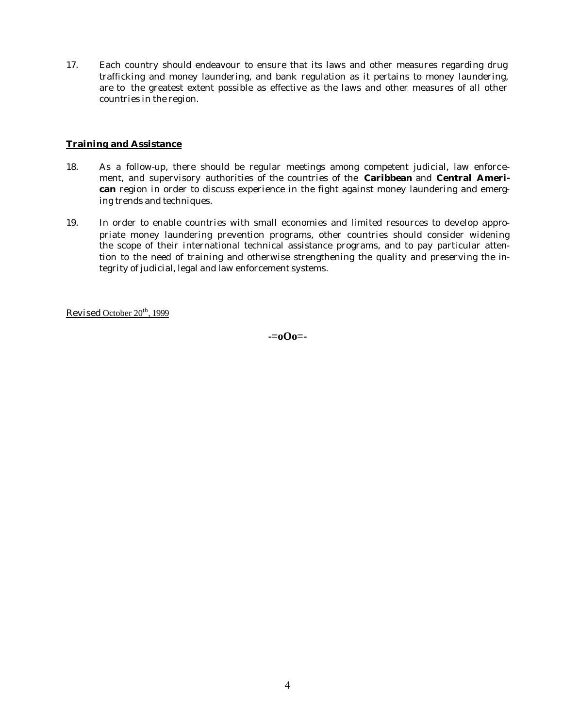17. Each country should endeavour to ensure that its laws and other measures regarding drug trafficking and money laundering, and bank regulation as it pertains to money laundering, are to the greatest extent possible as effective as the laws and other measures of all other countries in the region.

## Training and Assistance

18. As a follow-up, there should be regular meetings among competent judicial, law enforcement, and supervisory authorities of the countries of the **Caribbean** and **Central American** region in order to discuss experience in the fight against money laundering and emerging trends and techniques.

19. In order to enable countries with small economies and limited resources to develop appropriate money laundering prevention programs, other countries should consider widening the scope of their international technical assistance programs, and to pay particular attention to the need of training and otherwise strengthening the quality and preserving the integrity of judicial, legal and law enforcement systems.

Revised October 20th, 1999

-=oOo=-